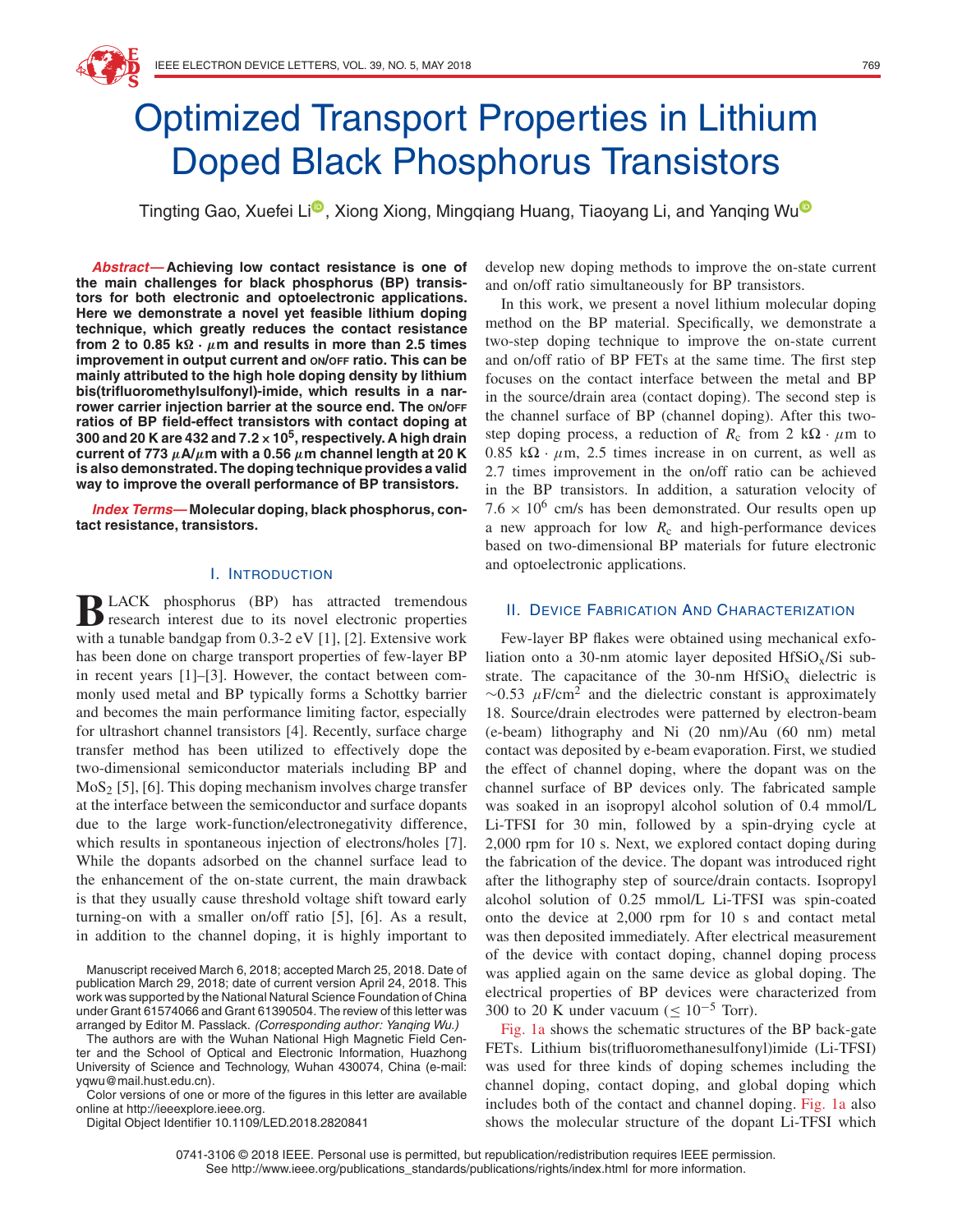# Optimized Transport Properties in Lithium Doped Black Phosphorus Transistors

Tingting Gao, Xuefei Li, Xiong Xiong, Mingqiang Huang, Tiaoyang Li, and Yanqing Wu

***Abstract*— Achieving low contact resistance is one of the main challenges for black phosphorus (BP) transistors for both electronic and optoelectronic applications. Here we demonstrate a novel yet feasible lithium doping technique, which greatly reduces the contact resistance from 2 to 0.85 k$\Omega \cdot \mu$m and results in more than 2.5 times improvement in output current and ON/OFF ratio. This can be mainly attributed to the high hole doping density by lithium bis(trifluoromethylsulfonyl)-imide, which results in a narrower carrier injection barrier at the source end. The ON/OFF ratios of BP field-effect transistors with contact doping at 300 and 20 K are 432 and $7.2 \times 10^5$, respectively. A high drain current of 773 $\mu$A/$\mu$m with a 0.56 $\mu$m channel length at 20 K is also demonstrated. The doping technique provides a valid way to improve the overall performance of BP transistors.**

***Index Terms*— Molecular doping, black phosphorus, contact resistance, transistors.**

## I. Introduction

BLACK phosphorus (BP) has attracted tremendous research interest due to its novel electronic properties with a tunable bandgap from 0.3-2 eV [1], [2]. Extensive work has been done on charge transport properties of few-layer BP in recent years [1]–[3]. However, the contact between commonly used metal and BP typically forms a Schottky barrier and becomes the main performance limiting factor, especially for ultrashort channel transistors [4]. Recently, surface charge transfer method has been utilized to effectively dope the two-dimensional semiconductor materials including BP and $MoS_2$ [5], [6]. This doping mechanism involves charge transfer at the interface between the semiconductor and surface dopants due to the large work-function/electronegativity difference, which results in spontaneous injection of electrons/holes [7]. While the dopants adsorbed on the channel surface lead to the enhancement of the on-state current, the main drawback is that they usually cause threshold voltage shift toward early turning-on with a smaller on/off ratio [5], [6]. As a result, in addition to the channel doping, it is highly important to develop new doping methods to improve the on-state current and on/off ratio simultaneously for BP transistors.

In this work, we present a novel lithium molecular doping method on the BP material. Specifically, we demonstrate a two-step doping technique to improve the on-state current and on/off ratio of BP FETs at the same time. The first step focuses on the contact interface between the metal and BP in the source/drain area (contact doping). The second step is the channel surface of BP (channel doping). After this two-step doping process, a reduction of $R_c$ from 2 k$\Omega \cdot \mu$m to 0.85 k$\Omega \cdot \mu$m, 2.5 times increase in on current, as well as 2.7 times improvement in the on/off ratio can be achieved in the BP transistors. In addition, a saturation velocity of $7.6 \times 10^6$ cm/s has been demonstrated. Our results open up a new approach for low $R_c$ and high-performance devices based on two-dimensional BP materials for future electronic and optoelectronic applications.

## II. Device Fabrication And Characterization

Few-layer BP flakes were obtained using mechanical exfoliation onto a 30-nm atomic layer deposited $HfSiO_x$/Si substrate. The capacitance of the 30-nm $HfSiO_x$ dielectric is $\sim$0.53 $\mu$F/cm$^2$ and the dielectric constant is approximately 18. Source/drain electrodes were patterned by electron-beam (e-beam) lithography and Ni (20 nm)/Au (60 nm) metal contact was deposited by e-beam evaporation. First, we studied the effect of channel doping, where the dopant was on the channel surface of BP devices only. The fabricated sample was soaked in an isopropyl alcohol solution of 0.4 mmol/L Li-TFSI for 30 min, followed by a spin-drying cycle at 2,000 rpm for 10 s. Next, we explored contact doping during the fabrication of the device. The dopant was introduced right after the lithography step of source/drain contacts. Isopropyl alcohol solution of 0.25 mmol/L Li-TFSI was spin-coated onto the device at 2,000 rpm for 10 s and contact metal was then deposited immediately. After electrical measurement of the device with contact doping, channel doping process was applied again on the same device as global doping. The electrical properties of BP devices were characterized from 300 to 20 K under vacuum ($\leq 10^{-5}$ Torr).

Fig. 1a shows the schematic structures of the BP back-gate FETs. Lithium bis(trifluoromethanesulfonyl)imide (Li-TFSI) was used for three kinds of doping schemes including the channel doping, contact doping, and global doping which includes both of the contact and channel doping. Fig. 1a also shows the molecular structure of the dopant Li-TFSI which

Manuscript received March 6, 2018; accepted March 25, 2018. Date of publication March 29, 2018; date of current version April 24, 2018. This work was supported by the National Natural Science Foundation of China under Grant 61574066 and Grant 61390504. The review of this letter was arranged by Editor M. Passlack. *(Corresponding author: Yanqing Wu.)*

The authors are with the Wuhan National High Magnetic Field Center and the School of Optical and Electronic Information, Huazhong University of Science and Technology, Wuhan 430074, China (e-mail: yqwu@mail.hust.edu.cn).

Color versions of one or more of the figures in this letter are available online at http://ieeexplore.ieee.org.

Digital Object Identifier 10.1109/LED.2018.2820841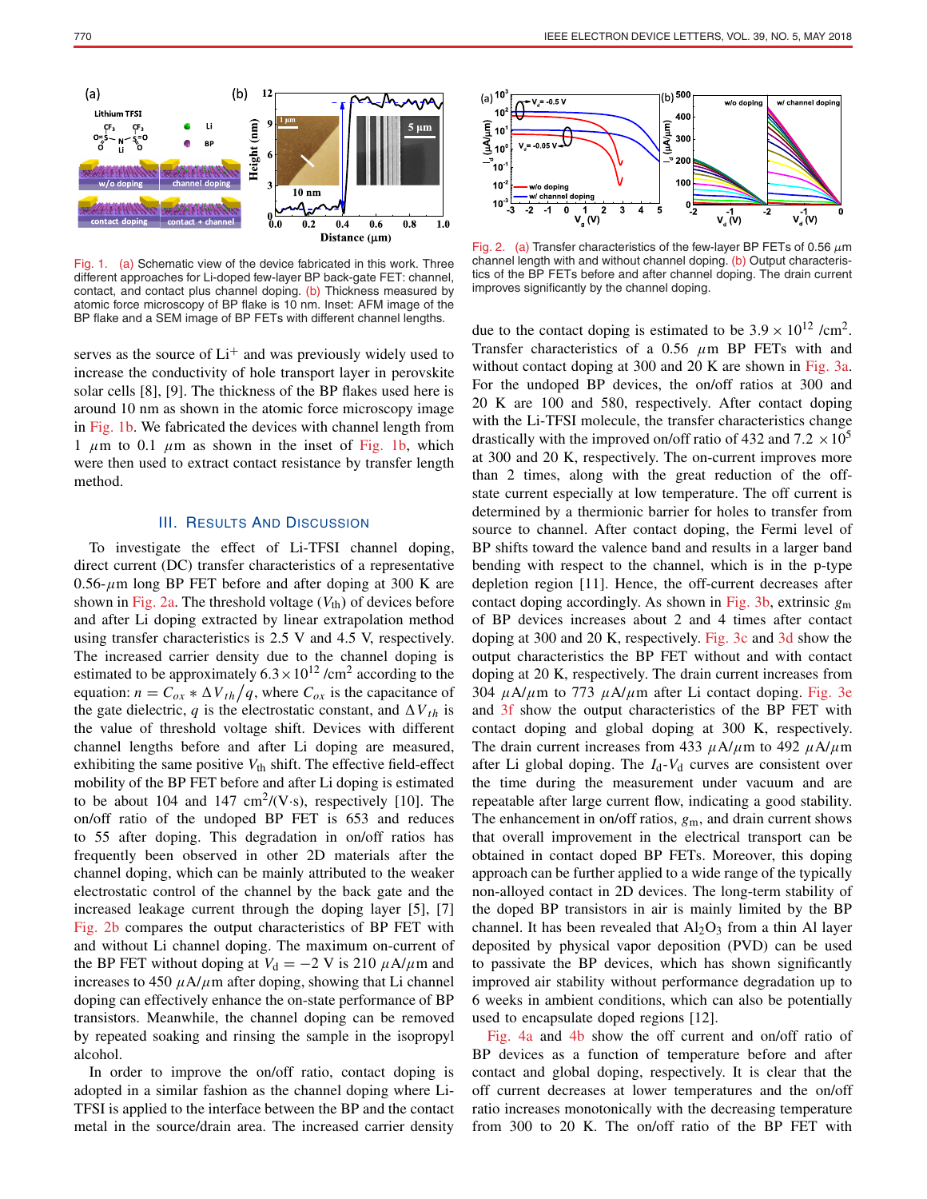Fig. 1. (a) Schematic view of the device fabricated in this work. Three different approaches for Li-doped few-layer BP back-gate FET: channel, contact, and contact plus channel doping. (b) Thickness measured by atomic force microscopy of BP flake is 10 nm. Inset: AFM image of the BP flake and a SEM image of BP FETs with different channel lengths.

serves as the source of $Li^+$ and was previously widely used to increase the conductivity of hole transport layer in perovskite solar cells [8], [9]. The thickness of the BP flakes used here is around 10 nm as shown in the atomic force microscopy image in Fig. 1b. We fabricated the devices with channel length from 1 $\mu$m to 0.1 $\mu$m as shown in the inset of Fig. 1b, which were then used to extract contact resistance by transfer length method.

## III. Results and Discussion

To investigate the effect of Li-TFSI channel doping, direct current (DC) transfer characteristics of a representative 0.56-$\mu$m long BP FET before and after doping at 300 K are shown in Fig. 2a. The threshold voltage ($V_{th}$) of devices before and after Li doping extracted by linear extrapolation method using transfer characteristics is 2.5 V and 4.5 V, respectively. The increased carrier density due to the channel doping is estimated to be approximately $6.3 \times 10^{12}$ /cm$^2$ according to the equation: $n = C_{ox} * \Delta V_{th}/q$, where $C_{ox}$ is the capacitance of the gate dielectric, $q$ is the electrostatic constant, and $\Delta V_{th}$ is the value of threshold voltage shift. Devices with different channel lengths before and after Li doping are measured, exhibiting the same positive $V_{th}$ shift. The effective field-effect mobility of the BP FET before and after Li doping is estimated to be about 104 and 147 cm$^2$/(V·s), respectively [10]. The on/off ratio of the undoped BP FET is 653 and reduces to 55 after doping. This degradation in on/off ratios has frequently been observed in other 2D materials after the channel doping, which can be mainly attributed to the weaker electrostatic control of the channel by the back gate and the increased leakage current through the doping layer [5], [7] Fig. 2b compares the output characteristics of BP FET with and without Li channel doping. The maximum on-current of the BP FET without doping at $V_d = -2$ V is 210 $\mu$A/$\mu$m and increases to 450 $\mu$A/$\mu$m after doping, showing that Li channel doping can effectively enhance the on-state performance of BP transistors. Meanwhile, the channel doping can be removed by repeated soaking and rinsing the sample in the isopropyl alcohol.

In order to improve the on/off ratio, contact doping is adopted in a similar fashion as the channel doping where Li-TFSI is applied to the interface between the BP and the contact metal in the source/drain area. The increased carrier density

Fig. 2. (a) Transfer characteristics of the few-layer BP FETs of 0.56 $\mu$m channel length with and without channel doping. (b) Output characteristics of the BP FETs before and after channel doping. The drain current improves significantly by the channel doping.

due to the contact doping is estimated to be $3.9 \times 10^{12}$ /cm$^2$. Transfer characteristics of a 0.56 $\mu$m BP FETs with and without contact doping at 300 and 20 K are shown in Fig. 3a. For the undoped BP devices, the on/off ratios at 300 and 20 K are 100 and 580, respectively. After contact doping with the Li-TFSI molecule, the transfer characteristics change drastically with the improved on/off ratio of 432 and $7.2 \times 10^5$ at 300 and 20 K, respectively. The on-current improves more than 2 times, along with the great reduction of the off-state current especially at low temperature. The off current is determined by a thermionic barrier for holes to transfer from source to channel. After contact doping, the Fermi level of BP shifts toward the valence band and results in a larger band bending with respect to the channel, which is in the p-type depletion region [11]. Hence, the off-current decreases after contact doping accordingly. As shown in Fig. 3b, extrinsic $g_m$ of BP devices increases about 2 and 4 times after contact doping at 300 and 20 K, respectively. Fig. 3c and 3d show the output characteristics the BP FET without and with contact doping at 20 K, respectively. The drain current increases from 304 $\mu$A/$\mu$m to 773 $\mu$A/$\mu$m after Li contact doping. Fig. 3e and 3f show the output characteristics of the BP FET with contact doping and global doping at 300 K, respectively. The drain current increases from 433 $\mu$A/$\mu$m to 492 $\mu$A/$\mu$m after Li global doping. The $I_d$-$V_d$ curves are consistent over the time during the measurement under vacuum and are repeatable after large current flow, indicating a good stability. The enhancement in on/off ratios, $g_m$, and drain current shows that overall improvement in the electrical transport can be obtained in contact doped BP FETs. Moreover, this doping approach can be further applied to a wide range of the typically non-alloyed contact in 2D devices. The long-term stability of the doped BP transistors in air is mainly limited by the BP channel. It has been revealed that $Al_2O_3$ from a thin Al layer deposited by physical vapor deposition (PVD) can be used to passivate the BP devices, which has shown significantly improved air stability without performance degradation up to 6 weeks in ambient conditions, which can also be potentially used to encapsulate doped regions [12].

Fig. 4a and 4b show the off current and on/off ratio of BP devices as a function of temperature before and after contact and global doping, respectively. It is clear that the off current decreases at lower temperatures and the on/off ratio increases monotonically with the decreasing temperature from 300 to 20 K. The on/off ratio of the BP FET with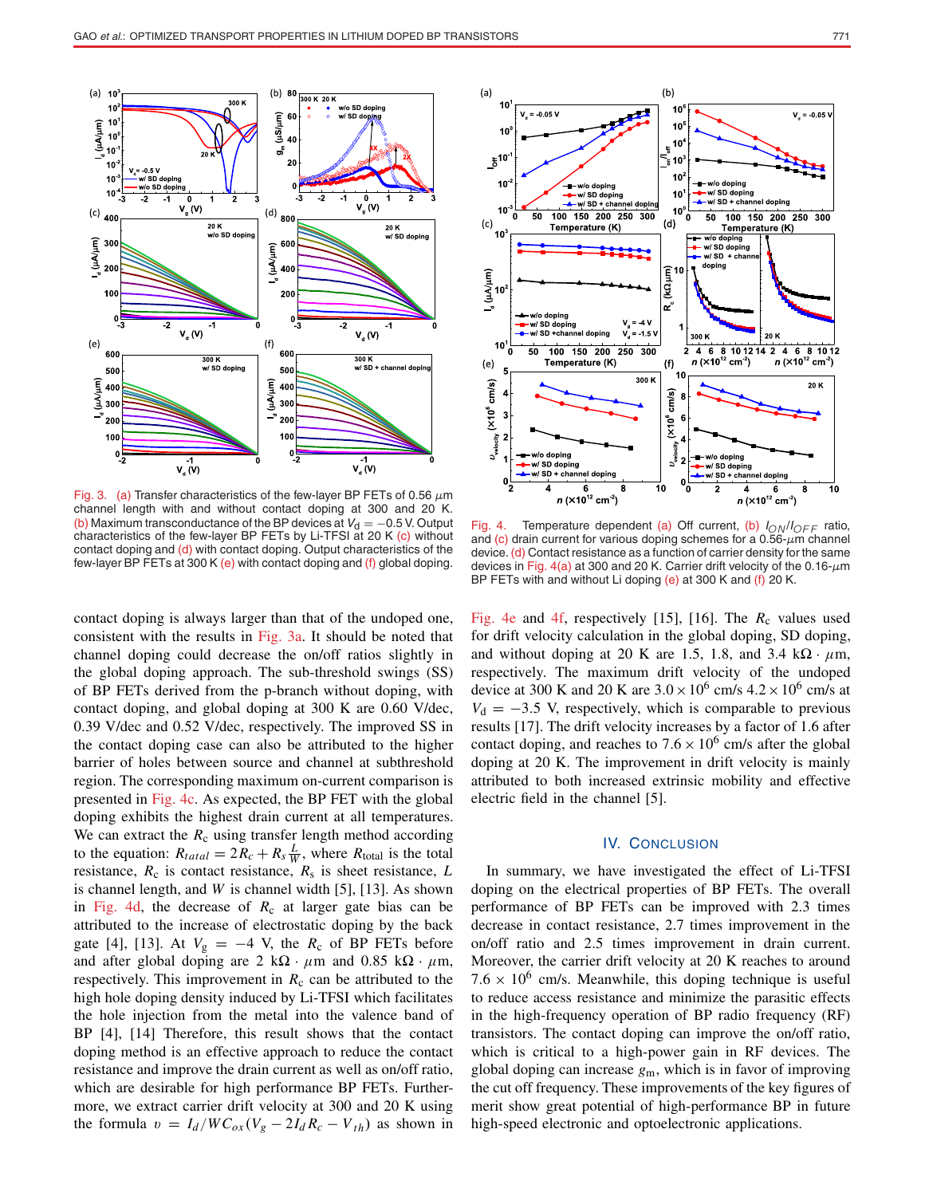Fig. 3. (a) Transfer characteristics of the few-layer BP FETs of 0.56 $\mu$m channel length with and without contact doping at 300 and 20 K. (b) Maximum transconductance of the BP devices at $V_d = -0.5$ V. Output characteristics of the few-layer BP FETs by Li-TFSI at 20 K (c) without contact doping and (d) with contact doping. Output characteristics of the few-layer BP FETs at 300 K (e) with contact doping and (f) global doping.

Fig. 4. Temperature dependent (a) Off current, (b) $I_{ON}/I_{OFF}$ ratio, and (c) drain current for various doping schemes for a 0.56-$\mu$m channel device. (d) Contact resistance as a function of carrier density for the same devices in Fig. 4(a) at 300 and 20 K. Carrier drift velocity of the 0.16-$\mu$m BP FETs with and without Li doping (e) at 300 K and (f) 20 K.

contact doping is always larger than that of the undoped one, consistent with the results in Fig. 3a. It should be noted that channel doping could decrease the on/off ratios slightly in the global doping approach. The sub-threshold swings (SS) of BP FETs derived from the p-branch without doping, with contact doping, and global doping at 300 K are 0.60 V/dec, 0.39 V/dec and 0.52 V/dec, respectively. The improved SS in the contact doping case can also be attributed to the higher barrier of holes between source and channel at subthreshold region. The corresponding maximum on-current comparison is presented in Fig. 4c. As expected, the BP FET with the global doping exhibits the highest drain current at all temperatures. We can extract the $R_c$ using transfer length method according to the equation: $R_{tatal} = 2R_c + R_s \frac{L}{W}$, where $R_{\text{total}}$ is the total resistance, $R_c$ is contact resistance, $R_s$ is sheet resistance, $L$ is channel length, and $W$ is channel width [5], [13]. As shown in Fig. 4d, the decrease of $R_c$ at larger gate bias can be attributed to the increase of electrostatic doping by the back gate [4], [13]. At $V_g = -4$ V, the $R_c$ of BP FETs before and after global doping are 2 k$\Omega \cdot \mu$m and 0.85 k$\Omega \cdot \mu$m, respectively. This improvement in $R_c$ can be attributed to the high hole doping density induced by Li-TFSI which facilitates the hole injection from the metal into the valence band of BP [4], [14] Therefore, this result shows that the contact doping method is an effective approach to reduce the contact resistance and improve the drain current as well as on/off ratio, which are desirable for high performance BP FETs. Furthermore, we extract carrier drift velocity at 300 and 20 K using the formula $\upsilon = I_d/WC_{ox}(V_g - 2I_dR_c - V_{th})$ as shown in Fig. 4e and 4f, respectively [15], [16]. The $R_c$ values used for drift velocity calculation in the global doping, SD doping, and without doping at 20 K are 1.5, 1.8, and 3.4 k$\Omega \cdot \mu$m, respectively. The maximum drift velocity of the undoped device at 300 K and 20 K are $3.0 \times 10^6$ cm/s $4.2 \times 10^6$ cm/s at $V_d = -3.5$ V, respectively, which is comparable to previous results [17]. The drift velocity increases by a factor of 1.6 after contact doping, and reaches to $7.6 \times 10^6$ cm/s after the global doping at 20 K. The improvement in drift velocity is mainly attributed to both increased extrinsic mobility and effective electric field in the channel [5].

## IV. Conclusion

In summary, we have investigated the effect of Li-TFSI doping on the electrical properties of BP FETs. The overall performance of BP FETs can be improved with 2.3 times decrease in contact resistance, 2.7 times improvement in the on/off ratio and 2.5 times improvement in drain current. Moreover, the carrier drift velocity at 20 K reaches to around $7.6 \times 10^6$ cm/s. Meanwhile, this doping technique is useful to reduce access resistance and minimize the parasitic effects in the high-frequency operation of BP radio frequency (RF) transistors. The contact doping can improve the on/off ratio, which is critical to a high-power gain in RF devices. The global doping can increase $g_m$, which is in favor of improving the cut off frequency. These improvements of the key figures of merit show great potential of high-performance BP in future high-speed electronic and optoelectronic applications.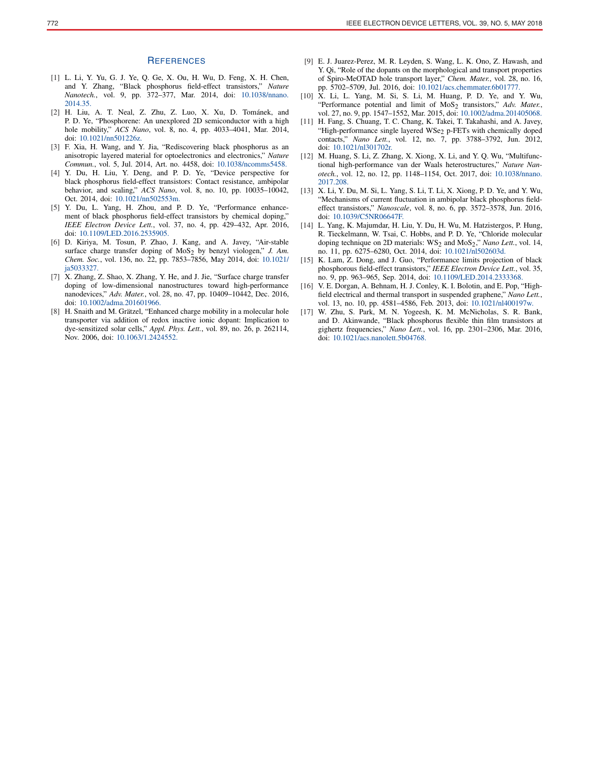## References

[1] L. Li, Y. Yu, G. J. Ye, Q. Ge, X. Ou, H. Wu, D. Feng, X. H. Chen, and Y. Zhang, "Black phosphorus field-effect transistors," *Nature Nanotech.*, vol. 9, pp. 372–377, Mar. 2014, doi: 10.1038/nnano.2014.35.

[2] H. Liu, A. T. Neal, Z. Zhu, Z. Luo, X. Xu, D. Tománek, and P. D. Ye, "Phosphorene: An unexplored 2D semiconductor with a high hole mobility," *ACS Nano*, vol. 8, no. 4, pp. 4033–4041, Mar. 2014, doi: 10.1021/nn501226z.

[3] F. Xia, H. Wang, and Y. Jia, "Rediscovering black phosphorus as an anisotropic layered material for optoelectronics and electronics," *Nature Commun.*, vol. 5, Jul. 2014, Art. no. 4458, doi: 10.1038/ncomms5458.

[4] Y. Du, H. Liu, Y. Deng, and P. D. Ye, "Device perspective for black phosphorus field-effect transistors: Contact resistance, ambipolar behavior, and scaling," *ACS Nano*, vol. 8, no. 10, pp. 10035–10042, Oct. 2014, doi: 10.1021/nn502553m.

[5] Y. Du, L. Yang, H. Zhou, and P. D. Ye, "Performance enhancement of black phosphorus field-effect transistors by chemical doping," *IEEE Electron Device Lett.*, vol. 37, no. 4, pp. 429–432, Apr. 2016, doi: 10.1109/LED.2016.2535905.

[6] D. Kiriya, M. Tosun, P. Zhao, J. Kang, and A. Javey, "Air-stable surface charge transfer doping of $MoS_2$ by benzyl viologen," *J. Am. Chem. Soc.*, vol. 136, no. 22, pp. 7853–7856, May 2014, doi: 10.1021/ja5033327.

[7] X. Zhang, Z. Shao, X. Zhang, Y. He, and J. Jie, "Surface charge transfer doping of low-dimensional nanostructures toward high-performance nanodevices," *Adv. Mater.*, vol. 28, no. 47, pp. 10409–10442, Dec. 2016, doi: 10.1002/adma.201601966.

[8] H. Snaith and M. Grätzel, "Enhanced charge mobility in a molecular hole transporter via addition of redox inactive ionic dopant: Implication to dye-sensitized solar cells," *Appl. Phys. Lett.*, vol. 89, no. 26, p. 262114, Nov. 2006, doi: 10.1063/1.2424552.

[9] E. J. Juarez-Perez, M. R. Leyden, S. Wang, L. K. Ono, Z. Hawash, and Y. Qi, "Role of the dopants on the morphological and transport properties of Spiro-MeOTAD hole transport layer," *Chem. Mater.*, vol. 28, no. 16, pp. 5702–5709, Jul. 2016, doi: 10.1021/acs.chemmater.6b01777.

[10] X. Li, L. Yang, M. Si, S. Li, M. Huang, P. D. Ye, and Y. Wu, "Performance potential and limit of $MoS_2$ transistors," *Adv. Mater.*, vol. 27, no. 9, pp. 1547–1552, Mar. 2015, doi: 10.1002/adma.201405068.

[11] H. Fang, S. Chuang, T. C. Chang, K. Takei, T. Takahashi, and A. Javey, "High-performance single layered $WSe_2$ p-FETs with chemically doped contacts," *Nano Lett.*, vol. 12, no. 7, pp. 3788–3792, Jun. 2012, doi: 10.1021/nl301702r.

[12] M. Huang, S. Li, Z. Zhang, X. Xiong, X. Li, and Y. Q. Wu, "Multifunctional high-performance van der Waals heterostructures," *Nature Nanotech.*, vol. 12, no. 12, pp. 1148–1154, Oct. 2017, doi: 10.1038/nnano.2017.208.

[13] X. Li, Y. Du, M. Si, L. Yang, S. Li, T. Li, X. Xiong, P. D. Ye, and Y. Wu, "Mechanisms of current fluctuation in ambipolar black phosphorus field-effect transistors," *Nanoscale*, vol. 8, no. 6, pp. 3572–3578, Jun. 2016, doi: 10.1039/C5NR06647F.

[14] L. Yang, K. Majumdar, H. Liu, Y. Du, H. Wu, M. Hatzistergos, P. Hung, R. Tieckelmann, W. Tsai, C. Hobbs, and P. D. Ye, "Chloride molecular doping technique on 2D materials: $WS_2$ and $MoS_2$," *Nano Lett.*, vol. 14, no. 11, pp. 6275–6280, Oct. 2014, doi: 10.1021/nl502603d.

[15] K. Lam, Z. Dong, and J. Guo, "Performance limits projection of black phosphorous field-effect transistors," *IEEE Electron Device Lett.*, vol. 35, no. 9, pp. 963–965, Sep. 2014, doi: 10.1109/LED.2014.2333368.

[16] V. E. Dorgan, A. Behnam, H. J. Conley, K. I. Bolotin, and E. Pop, "High-field electrical and thermal transport in suspended graphene," *Nano Lett.*, vol. 13, no. 10, pp. 4581–4586, Feb. 2013, doi: 10.1021/nl400197w.

[17] W. Zhu, S. Park, M. N. Yogeesh, K. M. McNicholas, S. R. Bank, and D. Akinwande, "Black phosphorus flexible thin film transistors at gighertz frequencies," *Nano Lett.*, vol. 16, pp. 2301–2306, Mar. 2016, doi: 10.1021/acs.nanolett.5b04768.